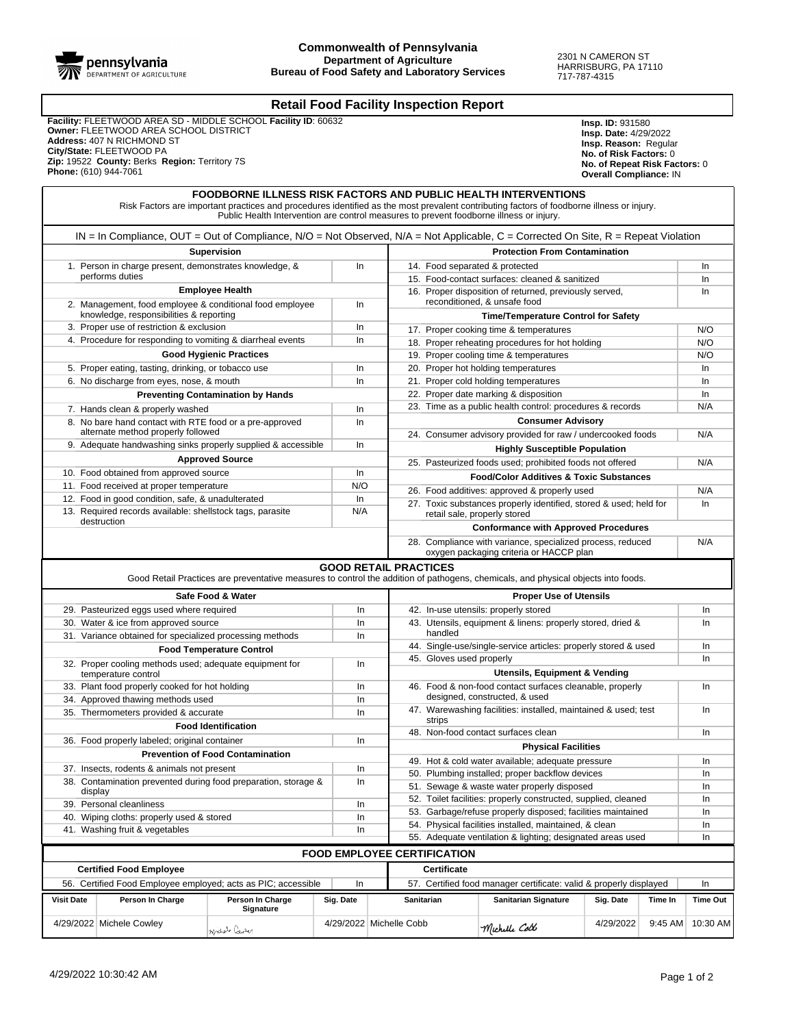pennsylvania DEPARTMENT OF AGRICULTURE

**Commonwealth of Pennsylvania**
**Department of Agriculture**
**Bureau of Food Safety and Laboratory Services**

2301 N CAMERON ST
HARRISBURG, PA 17110
717-787-4315

# Retail Food Facility Inspection Report

**Facility:** FLEETWOOD AREA SD - MIDDLE SCHOOL **Facility ID**: 60632
**Owner:** FLEETWOOD AREA SCHOOL DISTRICT
**Address:** 407 N RICHMOND ST
**City/State:** FLEETWOOD PA
**Zip:** 19522 **County:** Berks **Region:** Territory 7S
**Phone:** (610) 944-7061

**Insp. ID:** 931580
**Insp. Date:** 4/29/2022
**Insp. Reason:** Regular
**No. of Risk Factors:** 0
**No. of Repeat Risk Factors:** 0
**Overall Compliance:** IN

## FOODBORNE ILLNESS RISK FACTORS AND PUBLIC HEALTH INTERVENTIONS

Risk Factors are important practices and procedures identified as the most prevalent contributing factors of foodborne illness or injury. Public Health Intervention are control measures to prevent foodborne illness or injury.

IN = In Compliance, OUT = Out of Compliance, N/O = Not Observed, N/A = Not Applicable, C = Corrected On Site, R = Repeat Violation

| Item | Status |
|---|---|
| **Supervision** | |
| 1. Person in charge present, demonstrates knowledge, & performs duties | In |
| **Employee Health** | |
| 2. Management, food employee & conditional food employee knowledge, responsibilities & reporting | In |
| 3. Proper use of restriction & exclusion | In |
| 4. Procedure for responding to vomiting & diarrheal events | In |
| **Good Hygienic Practices** | |
| 5. Proper eating, tasting, drinking, or tobacco use | In |
| 6. No discharge from eyes, nose, & mouth | In |
| **Preventing Contamination by Hands** | |
| 7. Hands clean & properly washed | In |
| 8. No bare hand contact with RTE food or a pre-approved alternate method properly followed | In |
| 9. Adequate handwashing sinks properly supplied & accessible | In |
| **Approved Source** | |
| 10. Food obtained from approved source | In |
| 11. Food received at proper temperature | N/O |
| 12. Food in good condition, safe, & unadulterated | In |
| 13. Required records available: shellstock tags, parasite destruction | N/A |
| **Protection From Contamination** | |
| 14. Food separated & protected | In |
| 15. Food-contact surfaces: cleaned & sanitized | In |
| 16. Proper disposition of returned, previously served, reconditioned, & unsafe food | In |
| **Time/Temperature Control for Safety** | |
| 17. Proper cooking time & temperatures | N/O |
| 18. Proper reheating procedures for hot holding | N/O |
| 19. Proper cooling time & temperatures | N/O |
| 20. Proper hot holding temperatures | In |
| 21. Proper cold holding temperatures | In |
| 22. Proper date marking & disposition | In |
| 23. Time as a public health control: procedures & records | N/A |
| **Consumer Advisory** | |
| 24. Consumer advisory provided for raw / undercooked foods | N/A |
| **Highly Susceptible Population** | |
| 25. Pasteurized foods used; prohibited foods not offered | N/A |
| **Food/Color Additives & Toxic Substances** | |
| 26. Food additives: approved & properly used | N/A |
| 27. Toxic substances properly identified, stored & used; held for retail sale, properly stored | In |
| **Conformance with Approved Procedures** | |
| 28. Compliance with variance, specialized process, reduced oxygen packaging criteria or HACCP plan | N/A |

## GOOD RETAIL PRACTICES

Good Retail Practices are preventative measures to control the addition of pathogens, chemicals, and physical objects into foods.

| Item | Status |
|---|---|
| **Safe Food & Water** | |
| 29. Pasteurized eggs used where required | In |
| 30. Water & ice from approved source | In |
| 31. Variance obtained for specialized processing methods | In |
| **Food Temperature Control** | |
| 32. Proper cooling methods used; adequate equipment for temperature control | In |
| 33. Plant food properly cooked for hot holding | In |
| 34. Approved thawing methods used | In |
| 35. Thermometers provided & accurate | In |
| **Food Identification** | |
| 36. Food properly labeled; original container | In |
| **Prevention of Food Contamination** | |
| 37. Insects, rodents & animals not present | In |
| 38. Contamination prevented during food preparation, storage & display | In |
| 39. Personal cleanliness | In |
| 40. Wiping cloths: properly used & stored | In |
| 41. Washing fruit & vegetables | In |
| **Proper Use of Utensils** | |
| 42. In-use utensils: properly stored | In |
| 43. Utensils, equipment & linens: properly stored, dried & handled | In |
| 44. Single-use/single-service articles: properly stored & used | In |
| 45. Gloves used properly | In |
| **Utensils, Equipment & Vending** | |
| 46. Food & non-food contact surfaces cleanable, properly designed, constructed, & used | In |
| 47. Warewashing facilities: installed, maintained & used; test strips | In |
| 48. Non-food contact surfaces clean | In |
| **Physical Facilities** | |
| 49. Hot & cold water available; adequate pressure | In |
| 50. Plumbing installed; proper backflow devices | In |
| 51. Sewage & waste water properly disposed | In |
| 52. Toilet facilities: properly constructed, supplied, cleaned | In |
| 53. Garbage/refuse properly disposed; facilities maintained | In |
| 54. Physical facilities installed, maintained, & clean | In |
| 55. Adequate ventilation & lighting; designated areas used | In |

## FOOD EMPLOYEE CERTIFICATION

| Item | Status |
|---|---|
| **Certified Food Employee** | |
| 56. Certified Food Employee employed; acts as PIC; accessible | In |
| **Certificate** | |
| 57. Certified food manager certificate: valid & properly displayed | In |

| Visit Date | Person In Charge | Person In Charge Signature | Sig. Date | Sanitarian | Sanitarian Signature | Sig. Date | Time In | Time Out |
|---|---|---|---|---|---|---|---|---|
| 4/29/2022 | Michele Cowley | Michele Cowley | 4/29/2022 | Michelle Cobb | Michelle Cobb | 4/29/2022 | 9:45 AM | 10:30 AM |

4/29/2022 10:30:42 AM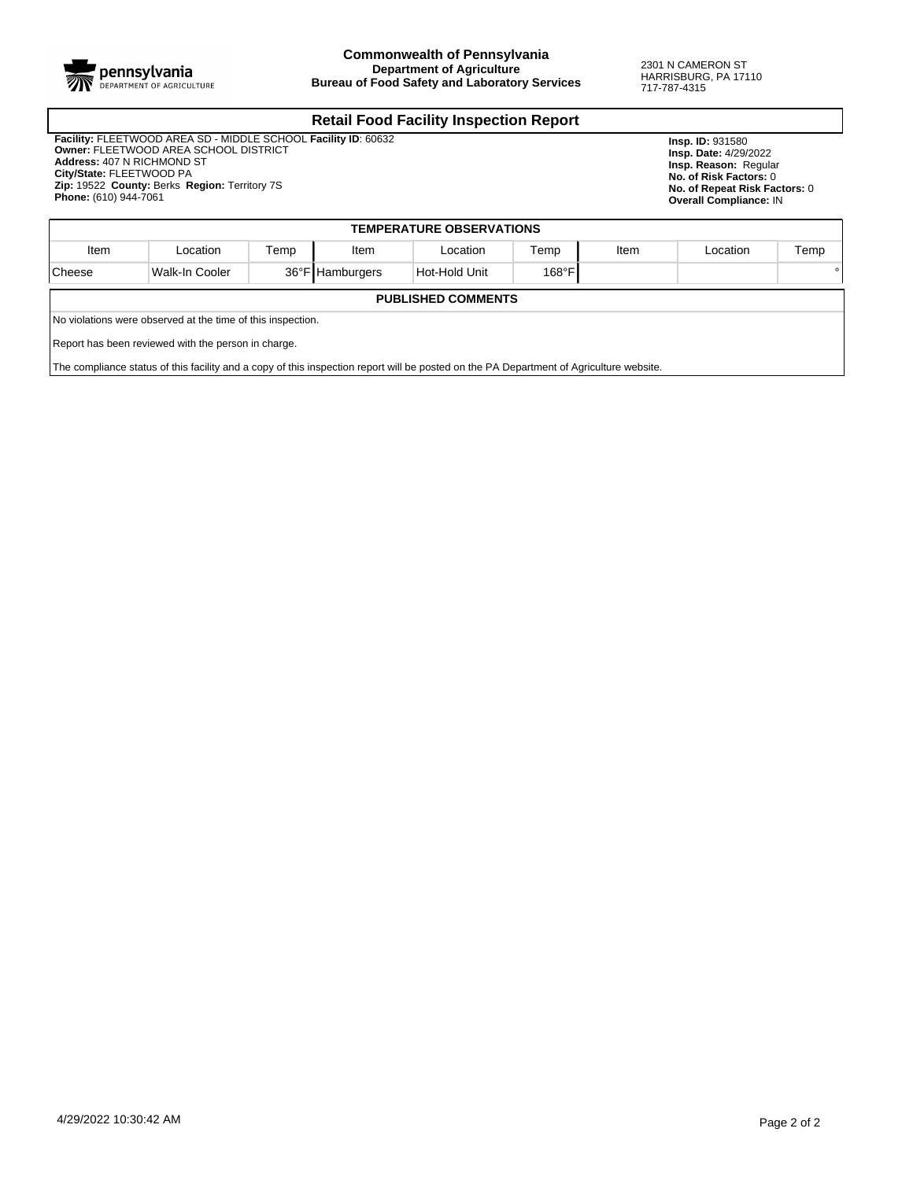**Commonwealth of Pennsylvania**
**Department of Agriculture**
**Bureau of Food Safety and Laboratory Services**

2301 N CAMERON ST
HARRISBURG, PA 17110
717-787-4315

## Retail Food Facility Inspection Report

**Facility:** FLEETWOOD AREA SD - MIDDLE SCHOOL **Facility ID**: 60632
**Owner:** FLEETWOOD AREA SCHOOL DISTRICT
**Address:** 407 N RICHMOND ST
**City/State:** FLEETWOOD PA
**Zip:** 19522 **County:** Berks **Region:** Territory 7S
**Phone:** (610) 944-7061

**Insp. ID:** 931580
**Insp. Date:** 4/29/2022
**Insp. Reason:** Regular
**No. of Risk Factors:** 0
**No. of Repeat Risk Factors:** 0
**Overall Compliance:** IN

### TEMPERATURE OBSERVATIONS

| Item | Location | Temp | Item | Location | Temp | Item | Location | Temp |
|---|---|---|---|---|---|---|---|---|
| Cheese | Walk-In Cooler | 36°F | Hamburgers | Hot-Hold Unit | 168°F | | | ° |

### PUBLISHED COMMENTS

No violations were observed at the time of this inspection.

Report has been reviewed with the person in charge.

The compliance status of this facility and a copy of this inspection report will be posted on the PA Department of Agriculture website.

4/29/2022 10:30:42 AM